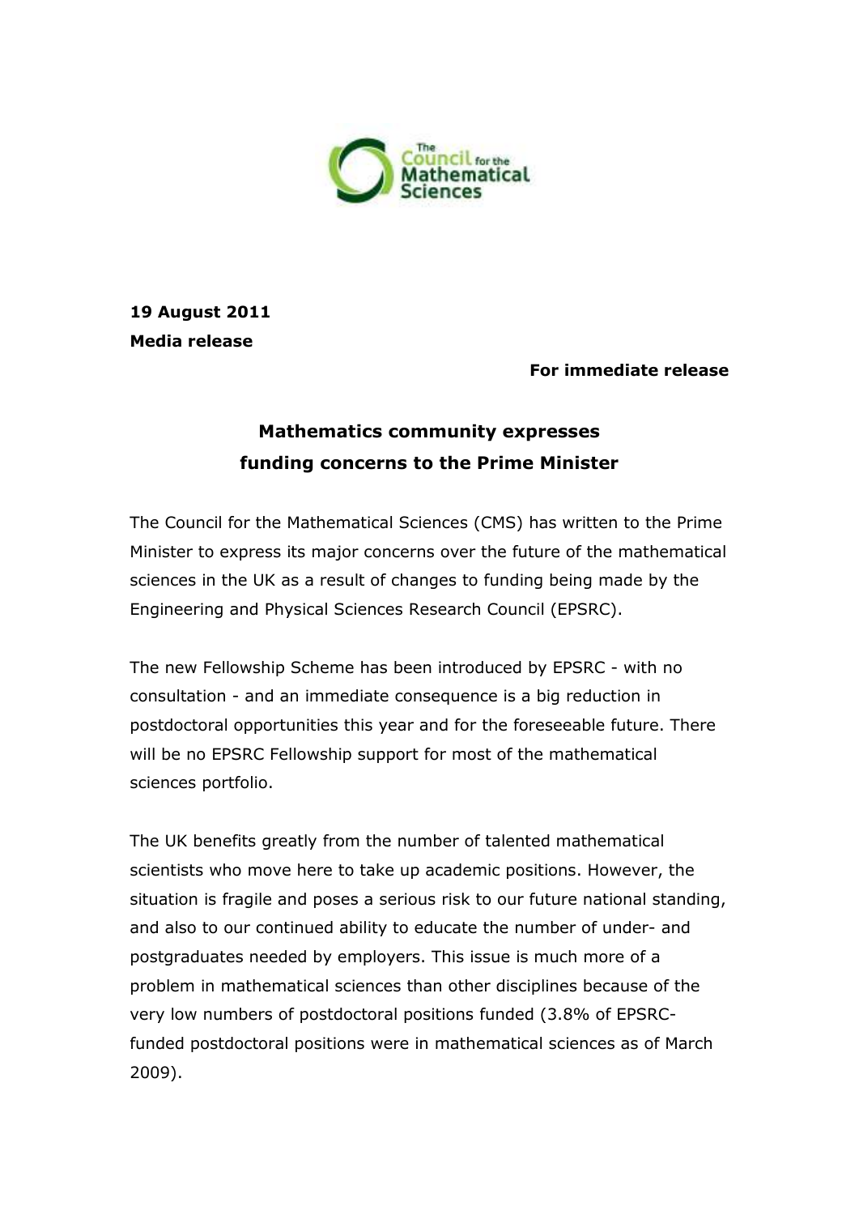**19 August 2011**
**Media release**

**For immediate release**

## Mathematics community expresses funding concerns to the Prime Minister

The Council for the Mathematical Sciences (CMS) has written to the Prime Minister to express its major concerns over the future of the mathematical sciences in the UK as a result of changes to funding being made by the Engineering and Physical Sciences Research Council (EPSRC).

The new Fellowship Scheme has been introduced by EPSRC - with no consultation - and an immediate consequence is a big reduction in postdoctoral opportunities this year and for the foreseeable future. There will be no EPSRC Fellowship support for most of the mathematical sciences portfolio.

The UK benefits greatly from the number of talented mathematical scientists who move here to take up academic positions. However, the situation is fragile and poses a serious risk to our future national standing, and also to our continued ability to educate the number of under- and postgraduates needed by employers. This issue is much more of a problem in mathematical sciences than other disciplines because of the very low numbers of postdoctoral positions funded (3.8% of EPSRC-funded postdoctoral positions were in mathematical sciences as of March 2009).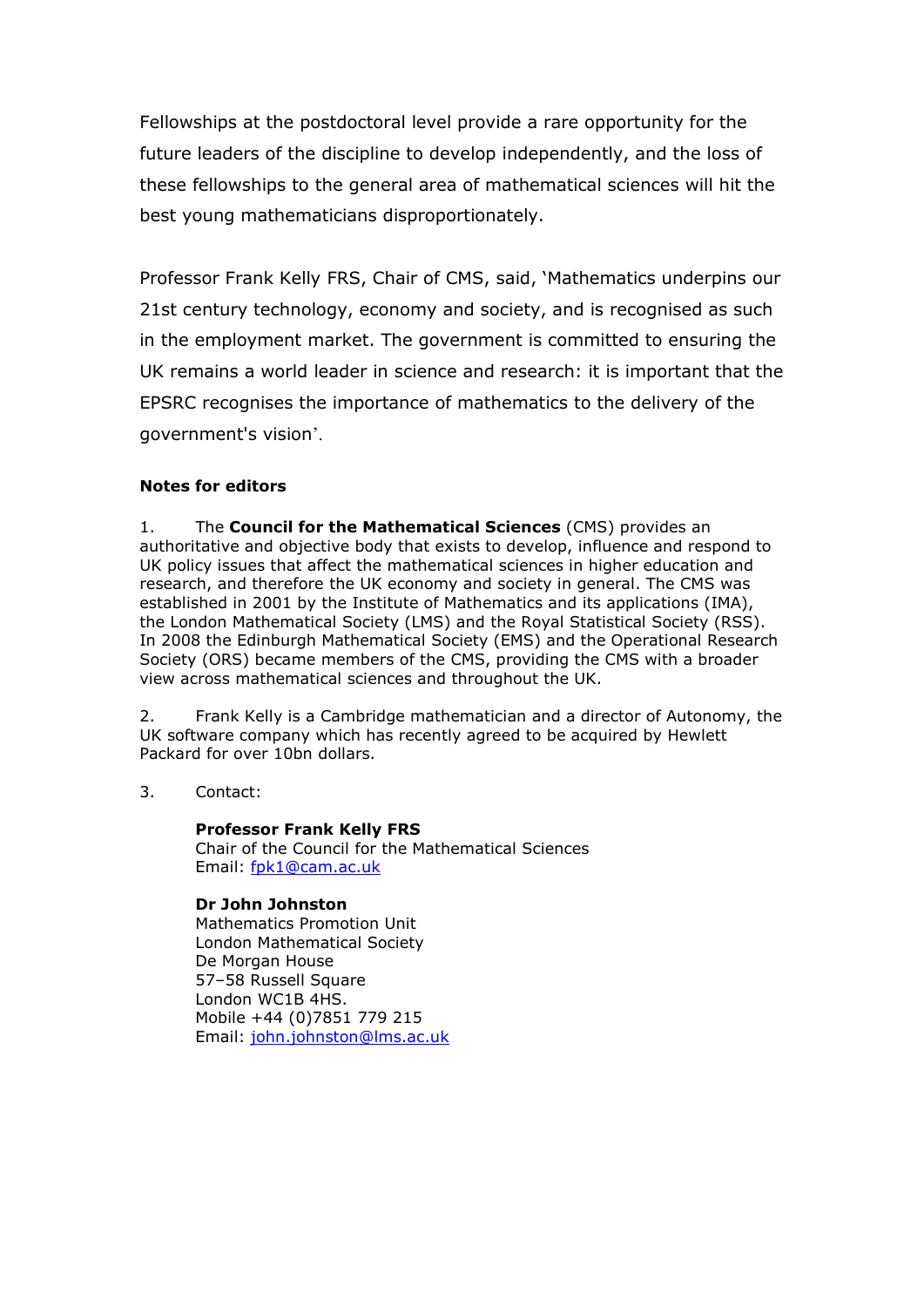Fellowships at the postdoctoral level provide a rare opportunity for the future leaders of the discipline to develop independently, and the loss of these fellowships to the general area of mathematical sciences will hit the best young mathematicians disproportionately.

Professor Frank Kelly FRS, Chair of CMS, said, 'Mathematics underpins our 21st century technology, economy and society, and is recognised as such in the employment market. The government is committed to ensuring the UK remains a world leader in science and research: it is important that the EPSRC recognises the importance of mathematics to the delivery of the government's vision'.

**Notes for editors**

1. The **Council for the Mathematical Sciences** (CMS) provides an authoritative and objective body that exists to develop, influence and respond to UK policy issues that affect the mathematical sciences in higher education and research, and therefore the UK economy and society in general. The CMS was established in 2001 by the Institute of Mathematics and its applications (IMA), the London Mathematical Society (LMS) and the Royal Statistical Society (RSS). In 2008 the Edinburgh Mathematical Society (EMS) and the Operational Research Society (ORS) became members of the CMS, providing the CMS with a broader view across mathematical sciences and throughout the UK.

2. Frank Kelly is a Cambridge mathematician and a director of Autonomy, the UK software company which has recently agreed to be acquired by Hewlett Packard for over 10bn dollars.

3. Contact:

   **Professor Frank Kelly FRS**
   Chair of the Council for the Mathematical Sciences
   Email: fpk1@cam.ac.uk

   **Dr John Johnston**
   Mathematics Promotion Unit
   London Mathematical Society
   De Morgan House
   57–58 Russell Square
   London WC1B 4HS.
   Mobile +44 (0)7851 779 215
   Email: john.johnston@lms.ac.uk